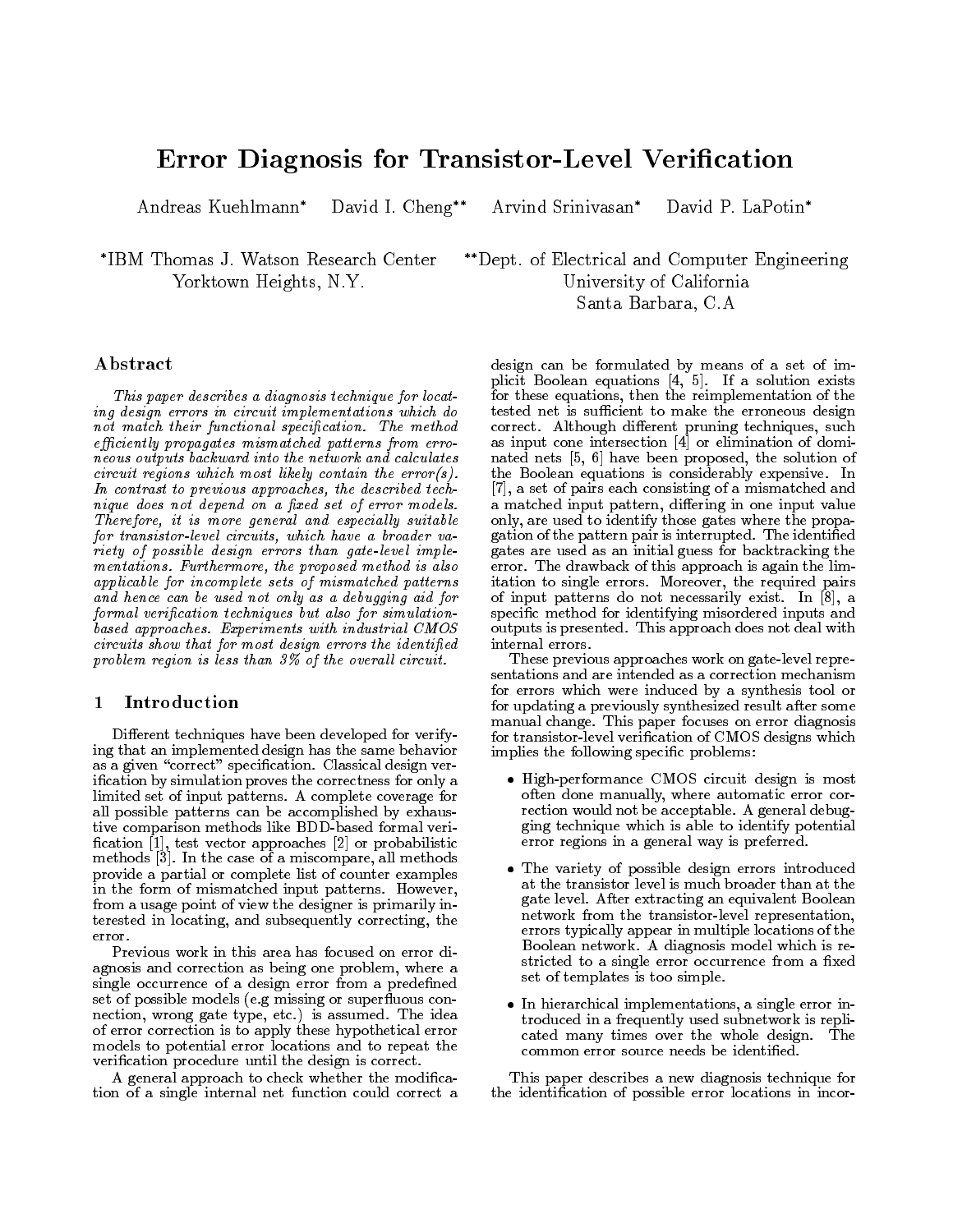# Error Diagnosis for Transistor-Level Verification

Andreas Kuehlmann* David I. Cheng** Arvind Srinivasan* David P. LaPotin*

*IBM Thomas J. Watson Research Center
Yorktown Heights, N.Y.

**Dept. of Electrical and Computer Engineering
University of California
Santa Barbara, C.A

## Abstract

*This paper describes a diagnosis technique for locating design errors in circuit implementations which do not match their functional specification. The method efficiently propagates mismatched patterns from erroneous outputs backward into the network and calculates circuit regions which most likely contain the error(s). In contrast to previous approaches, the described technique does not depend on a fixed set of error models. Therefore, it is more general and especially suitable for transistor-level circuits, which have a broader variety of possible design errors than gate-level implementations. Furthermore, the proposed method is also applicable for incomplete sets of mismatched patterns and hence can be used not only as a debugging aid for formal verification techniques but also for simulation-based approaches. Experiments with industrial CMOS circuits show that for most design errors the identified problem region is less than 3% of the overall circuit.*

## 1 Introduction

Different techniques have been developed for verifying that an implemented design has the same behavior as a given "correct" specification. Classical design verification by simulation proves the correctness for only a limited set of input patterns. A complete coverage for all possible patterns can be accomplished by exhaustive comparison methods like BDD-based formal verification [1], test vector approaches [2] or probabilistic methods [3]. In the case of a miscompare, all methods provide a partial or complete list of counter examples in the form of mismatched input patterns. However, from a usage point of view the designer is primarily interested in locating, and subsequently correcting, the error.

Previous work in this area has focused on error diagnosis and correction as being one problem, where a single occurrence of a design error from a predefined set of possible models (e.g missing or superfluous connection, wrong gate type, etc.) is assumed. The idea of error correction is to apply these hypothetical error models to potential error locations and to repeat the verification procedure until the design is correct.

A general approach to check whether the modification of a single internal net function could correct a design can be formulated by means of a set of implicit Boolean equations [4, 5]. If a solution exists for these equations, then the reimplementation of the tested net is sufficient to make the erroneous design correct. Although different pruning techniques, such as input cone intersection [4] or elimination of dominated nets [5, 6] have been proposed, the solution of the Boolean equations is considerably expensive. In [7], a set of pairs each consisting of a mismatched and a matched input pattern, differing in one input value only, are used to identify those gates where the propagation of the pattern pair is interrupted. The identified gates are used as an initial guess for backtracking the error. The drawback of this approach is again the limitation to single errors. Moreover, the required pairs of input patterns do not necessarily exist. In [8], a specific method for identifying misordered inputs and outputs is presented. This approach does not deal with internal errors.

These previous approaches work on gate-level representations and are intended as a correction mechanism for errors which were induced by a synthesis tool or for updating a previously synthesized result after some manual change. This paper focuses on error diagnosis for transistor-level verification of CMOS designs which implies the following specific problems:

- High-performance CMOS circuit design is most often done manually, where automatic error correction would not be acceptable. A general debugging technique which is able to identify potential error regions in a general way is preferred.
- The variety of possible design errors introduced at the transistor level is much broader than at the gate level. After extracting an equivalent Boolean network from the transistor-level representation, errors typically appear in multiple locations of the Boolean network. A diagnosis model which is restricted to a single error occurrence from a fixed set of templates is too simple.
- In hierarchical implementations, a single error introduced in a frequently used subnetwork is replicated many times over the whole design. The common error source needs be identified.

This paper describes a new diagnosis technique for the identification of possible error locations in incor-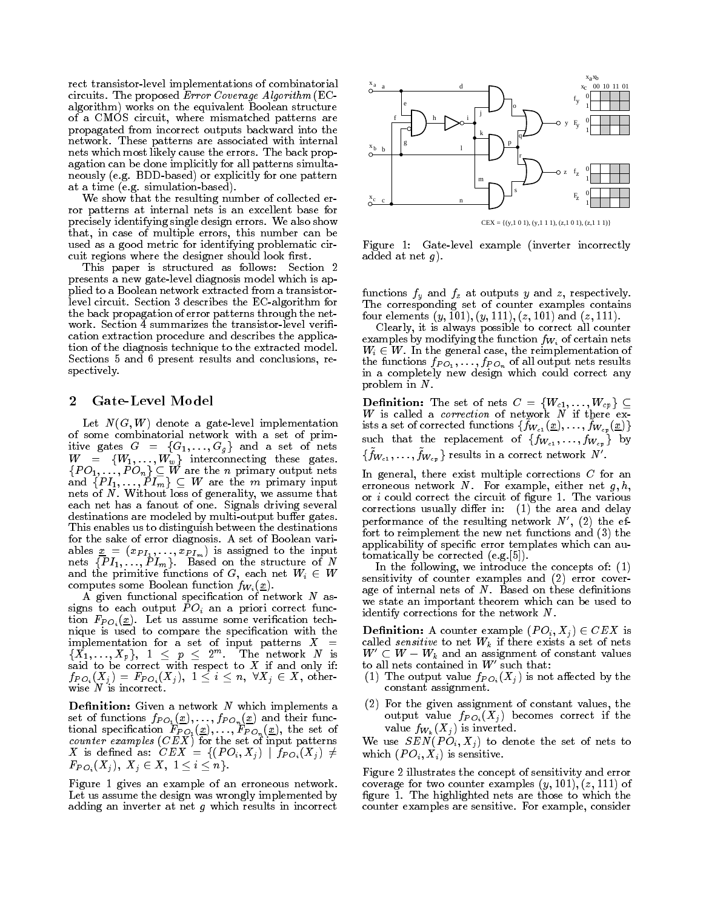rect transistor-level implementations of combinatorial circuits. The proposed *Error Coverage Algorithm* (EC-algorithm) works on the equivalent Boolean structure of a CMOS circuit, where mismatched patterns are propagated from incorrect outputs backward into the network. These patterns are associated with internal nets which most likely cause the errors. The back propagation can be done implicitly for all patterns simultaneously (e.g. BDD-based) or explicitly for one pattern at a time (e.g. simulation-based).

We show that the resulting number of collected error patterns at internal nets is an excellent base for precisely identifying single design errors. We also show that, in case of multiple errors, this number can be used as a good metric for identifying problematic circuit regions where the designer should look first.

This paper is structured as follows: Section 2 presents a new gate-level diagnosis model which is applied to a Boolean network extracted from a transistor-level circuit. Section 3 describes the EC-algorithm for the back propagation of error patterns through the network. Section 4 summarizes the transistor-level verification extraction procedure and describes the application of the diagnosis technique to the extracted model. Sections 5 and 6 present results and conclusions, respectively.

## 2 Gate-Level Model

Let $N(G, W)$ denote a gate-level implementation of some combinatorial network with a set of primitive gates $G = \{G_1, \ldots, G_g\}$ and a set of nets $W = \{W_1, \ldots, W_w\}$ interconnecting these gates. $\{PO_1, \ldots, PO_n\} \subseteq W$ are the $n$ primary output nets and $\{PI_1, \ldots, PI_m\} \subseteq W$ are the $m$ primary input nets of $N$. Without loss of generality, we assume that each net has a fanout of one. Signals driving several destinations are modeled by multi-output buffer gates. This enables us to distinguish between the destinations for the sake of error diagnosis. A set of Boolean variables $\underline{x} = (x_{PI_1}, \ldots, x_{PI_m})$ is assigned to the input nets $\{PI_1, \ldots, PI_m\}$. Based on the structure of $N$ and the primitive functions of $G$, each net $W_i \in W$ computes some Boolean function $f_{W_i}(\underline{x})$.

A given functional specification of network $N$ assigns to each output $PO_i$ an a priori correct function $F_{PO_i}(\underline{x})$. Let us assume some verification technique is used to compare the specification with the implementation for a set of input patterns $X = \{X_1, \ldots, X_p\}$, $1 \leq p \leq 2^m$. The network $N$ is said to be correct with respect to $X$ if and only if: $f_{PO_i}(X_j) = F_{PO_i}(X_j)$, $1 \leq i \leq n$, $\forall X_j \in X$, otherwise $N$ is incorrect.

**Definition:** Given a network $N$ which implements a set of functions $f_{PO_1}(\underline{x}), \ldots, f_{PO_n}(\underline{x})$ and their functional specification $F_{PO_1}(\underline{x}), \ldots, F_{PO_n}(\underline{x})$, the set of *counter examples* ($CEX$) for the set of input patterns $X$ is defined as: $CEX = \{(PO_i, X_j) \mid f_{PO_i}(X_j) \neq F_{PO_i}(X_j),\ X_j \in X,\ 1 \leq i \leq n\}$.

Figure 1 gives an example of an erroneous network. Let us assume the design was wrongly implemented by adding an inverter at net $g$ which results in incorrect

CEX = {(y,1 0 1), (y,1 1 1), (z,1 0 1), (z,1 1 1)}

Figure 1: Gate-level example (inverter incorrectly added at net $g$).

functions $f_y$ and $f_z$ at outputs $y$ and $z$, respectively. The corresponding set of counter examples contains four elements $(y, 101), (y, 111), (z, 101)$ and $(z, 111)$.

Clearly, it is always possible to correct all counter examples by modifying the function $f_{W_i}$ of certain nets $W_i \in W$. In the general case, the reimplementation of the functions $f_{PO_1}, \ldots, f_{PO_n}$ of all output nets results in a completely new design which could correct any problem in $N$.

**Definition:** The set of nets $C = \{W_{c1}, \ldots, W_{cp}\} \subseteq W$ is called a *correction* of network $N$ if there exists a set of corrected functions $\{\tilde{f}_{W_{c1}}(\underline{x}), \ldots, \tilde{f}_{W_{cp}}(\underline{x})\}$ such that the replacement of $\{f_{W_{c1}}, \ldots, f_{W_{cp}}\}$ by $\{\tilde{f}_{W_{c1}}, \ldots, \tilde{f}_{W_{cp}}\}$ results in a correct network $N'$.

In general, there exist multiple corrections $C$ for an erroneous network $N$. For example, either net $g, h$, or $i$ could correct the circuit of figure 1. The various corrections usually differ in: (1) the area and delay performance of the resulting network $N'$, (2) the effort to reimplement the new net functions and (3) the applicability of specific error templates which can automatically be corrected (e.g.[5]).

In the following, we introduce the concepts of: (1) sensitivity of counter examples and (2) error coverage of internal nets of $N$. Based on these definitions we state an important theorem which can be used to identify corrections for the network $N$.

**Definition:** A counter example $(PO_i, X_j) \in CEX$ is called *sensitive* to net $W_k$ if there exists a set of nets $W' \subseteq W - W_k$ and an assignment of constant values to all nets contained in $W'$ such that:

(1) The output value $f_{PO_i}(X_j)$ is not affected by the constant assignment.

(2) For the given assignment of constant values, the output value $f_{PO_i}(X_j)$ becomes correct if the value $f_{W_k}(X_j)$ is inverted.

We use $SEN(PO_i, X_j)$ to denote the set of nets to which $(PO_i, X_i)$ is sensitive.

Figure 2 illustrates the concept of sensitivity and error coverage for two counter examples $(y, 101), (z, 111)$ of figure 1. The highlighted nets are those to which the counter examples are sensitive. For example, consider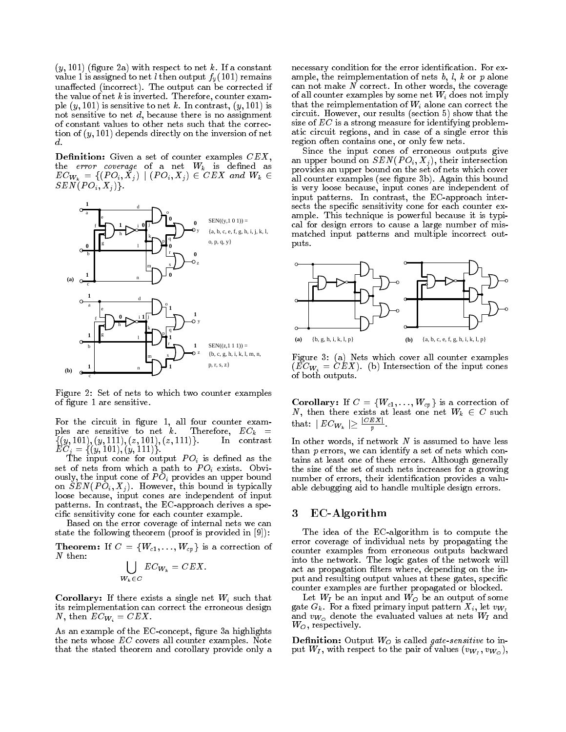$(y, 101)$ (figure 2a) with respect to net $k$. If a constant value 1 is assigned to net $l$ then output $f_y(101)$ remains unaffected (incorrect). The output can be corrected if the value of net $k$ is inverted. Therefore, counter example $(y, 101)$ is sensitive to net $k$. In contrast, $(y, 101)$ is not sensitive to net $d$, because there is no assignment of constant values to other nets such that the correction of $(y, 101)$ depends directly on the inversion of net $d$.

**Definition:** Given a set of counter examples $CEX$, the *error coverage* of a net $W_k$ is defined as $EC_{W_k} = \{(PO_i, X_j) \mid (PO_i, X_j) \in CEX \text{ and } W_k \in SEN(PO_i, X_j)\}$.

Figure 2: Set of nets to which two counter examples of figure 1 are sensitive.

For the circuit in figure 1, all four counter examples are sensitive to net $k$. Therefore, $EC_k = \{(y, 101), (y, 111), (z, 101), (z, 111)\}$. In contrast $EC_j = \{(y, 101), (y, 111)\}$.

The input cone for output $PO_i$ is defined as the set of nets from which a path to $PO_i$ exists. Obviously, the input cone of $PO_i$ provides an upper bound on $SEN(PO_i, X_j)$. However, this bound is typically loose because, input cones are independent of input patterns. In contrast, the EC-approach derives a specific sensitivity cone for each counter example.

Based on the error coverage of internal nets we can state the following theorem (proof is provided in [9]):

**Theorem:** If $C = \{W_{c1}, \ldots, W_{cp}\}$ is a correction of $N$ then:

$$\bigcup_{W_k \in C} EC_{W_k} = CEX.$$

**Corollary:** If there exists a single net $W_i$ such that its reimplementation can correct the erroneous design $N$, then $EC_{W_i} = CEX$.

As an example of the EC-concept, figure 3a highlights the nets whose $EC$ covers all counter examples. Note that the stated theorem and corollary provide only a necessary condition for the error identification. For example, the reimplementation of nets $b$, $l$, $k$ or $p$ alone can not make $N$ correct. In other words, the coverage of all counter examples by some net $W_i$ does not imply that the reimplementation of $W_i$ alone can correct the circuit. However, our results (section 5) show that the size of $EC$ is a strong measure for identifying problematic circuit regions, and in case of a single error this region often contains one, or only few nets.

Since the input cones of erroneous outputs give an upper bound on $SEN(PO_i, X_j)$, their intersection provides an upper bound on the set of nets which cover all counter examples (see figure 3b). Again this bound is very loose because, input cones are independent of input patterns. In contrast, the EC-approach intersects the specific sensitivity cone for each counter example. This technique is powerful because it is typical for design errors to cause a large number of mismatched input patterns and multiple incorrect outputs.

Figure 3: (a) Nets which cover all counter examples ($EC_{W_i} = CEX$). (b) Intersection of the input cones of both outputs.

**Corollary:** If $C = \{W_{c1}, \ldots, W_{cp}\}$ is a correction of $N$, then there exists at least one net $W_k \in C$ such that: $\mid EC_{W_k} \mid \geq \frac{|CEX|}{p}$.

In other words, if network $N$ is assumed to have less than $p$ errors, we can identify a set of nets which contains at least one of these errors. Although generally the size of the set of such nets increases for a growing number of errors, their identification provides a valuable debugging aid to handle multiple design errors.

## 3 EC-Algorithm

The idea of the EC-algorithm is to compute the error coverage of individual nets by propagating the counter examples from erroneous outputs backward into the network. The logic gates of the network will act as propagation filters where, depending on the input and resulting output values at these gates, specific counter examples are further propagated or blocked.

Let $W_I$ be an input and $W_O$ be an output of some gate $G_k$. For a fixed primary input pattern $X_i$, let $v_{W_I}$ and $v_{W_O}$ denote the evaluated values at nets $W_I$ and $W_O$, respectively.

**Definition:** Output $W_O$ is called *gate-sensitive* to input $W_I$, with respect to the pair of values $(v_{W_I}, v_{W_O})$,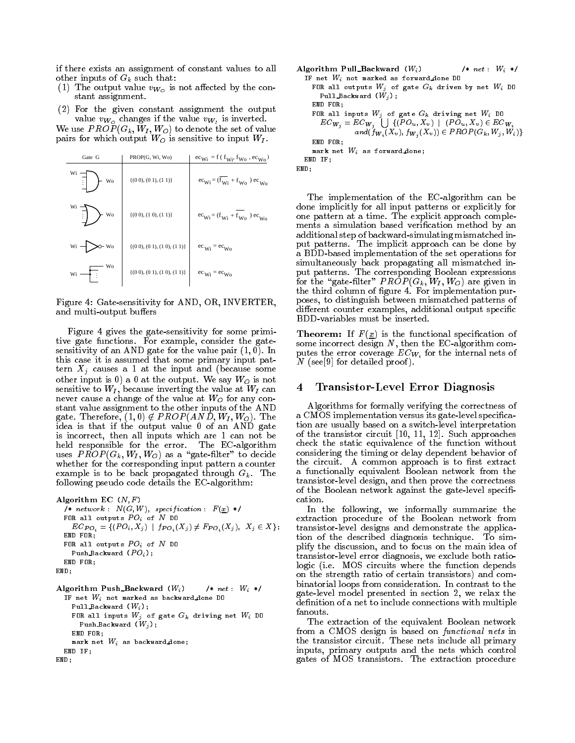if there exists an assignment of constant values to all other inputs of $G_k$ such that:

(1) The output value $v_{W_O}$ is not affected by the constant assignment.

(2) For the given constant assignment the output value $v_{W_O}$ changes if the value $v_{W_I}$ is inverted.

We use $PROP(G_k, W_I, W_O)$ to denote the set of value pairs for which output $W_O$ is sensitive to input $W_I$.

| Gate G | PROP(G, Wi, Wo) | $ec_{Wi} = f(f_{Wi}, f_{Wo}, ec_{Wo})$ |
|---|---|---|
| AND (inputs Wi, …; output Wo) | {(0 0), (0 1), (1 1)} | $ec_{Wi} = (\overline{f_{Wi}} + f_{Wo})\, ec_{Wo}$ |
| OR (inputs Wi, …; output Wo) | {(0 0), (1 0), (1 1)} | $ec_{Wi} = (f_{Wi} + \overline{f_{Wo}})\, ec_{Wo}$ |
| INVERTER (Wi → Wo) | {(0 0), (0 1), (1 0), (1 1)} | $ec_{Wi} = ec_{Wo}$ |
| Multi-output buffer (Wi → Wo, …) | {(0 0), (0 1), (1 0), (1 1)} | $ec_{Wi} = ec_{Wo}$ |

Figure 4: Gate-sensitivity for AND, OR, INVERTER, and multi-output buffers

Figure 4 gives the gate-sensitivity for some primitive gate functions. For example, consider the gate-sensitivity of an AND gate for the value pair $(1, 0)$. In this case it is assumed that some primary input pattern $X_j$ causes a 1 at the input and (because some other input is 0) a 0 at the output. We say $W_O$ is not sensitive to $W_I$, because inverting the value at $W_I$ can never cause a change of the value at $W_O$ for any constant value assignment to the other inputs of the AND gate. Therefore, $(1, 0) \notin PROP(AND, W_I, W_O)$. The idea is that if the output value 0 of an AND gate is incorrect, then all inputs which are 1 can not be held responsible for the error. The EC-algorithm uses $PROP(G_k, W_I, W_O)$ as a "gate-filter" to decide whether for the corresponding input pattern a counter example is to be back propagated through $G_k$. The following pseudo code details the EC-algorithm:

```
Algorithm EC (N, F)
  /* network : N(G, W), specification : F(x) */
  FOR all outputs PO_i of N DO
    EC_{PO_i} = {(PO_i, X_j) | f_{PO_i}(X_j) ≠ F_{PO_i}(X_j), X_j ∈ X};
  END FOR;
  FOR all outputs PO_i of N DO
    Push_Backward (PO_i);
  END FOR;
END;

Algorithm Push_Backward (W_i)        /* net : W_i */
  IF net W_i not marked as backward_done DO
    Pull_Backward (W_i);
    FOR all inputs W_j of gate G_k driving net W_i DO
      Push_Backward (W_j);
    END FOR;
    mark net W_i as backward_done;
  END IF;
END;

Algorithm Pull_Backward (W_i)        /* net : W_i */
  IF net W_i not marked as forward_done DO
    FOR all outputs W_j of gate G_k driven by net W_i DO
      Pull_Backward (W_j);
    END FOR;
    FOR all inputs W_j of gate G_k driving net W_i DO
      EC_{W_j} = EC_{W_j} ∪ {(PO_u, X_v) | (PO_u, X_v) ∈ EC_{W_i}
                 and (f_{W_i}(X_v), f_{W_j}(X_v)) ∈ PROP(G_k, W_j, W_i)}
    END FOR;
    mark net W_i as forward_done;
  END IF;
END;
```

The implementation of the EC-algorithm can be done implicitly for all input patterns or explicitly for one pattern at a time. The explicit approach complements a simulation based verification method by an additional step of backward-simulating mismatched input patterns. The implicit approach can be done by a BDD-based implementation of the set operations for simultaneously back propagating all mismatched input patterns. The corresponding Boolean expressions for the "gate-filter" $PROP(G_k, W_I, W_O)$ are given in the third column of figure 4. For implementation purposes, to distinguish between mismatched patterns of different counter examples, additional output specific BDD-variables must be inserted.

**Theorem:** If $F(\underline{x})$ is the functional specification of some incorrect design $N$, then the EC-algorithm computes the error coverage $EC_{W_i}$ for the internal nets of $N$ (see[9] for detailed proof).

## 4 Transistor-Level Error Diagnosis

Algorithms for formally verifying the correctness of a CMOS implementation versus its gate-level specification are usually based on a switch-level interpretation of the transistor circuit [10, 11, 12]. Such approaches check the static equivalence of the function without considering the timing or delay dependent behavior of the circuit. A common approach is to first extract a functionally equivalent Boolean network from the transistor-level design, and then prove the correctness of the Boolean network against the gate-level specification.

In the following, we informally summarize the extraction procedure of the Boolean network from transistor-level designs and demonstrate the application of the described diagnosis technique. To simplify the discussion, and to focus on the main idea of transistor-level error diagnosis, we exclude both ratio-logic (i.e. MOS circuits where the function depends on the strength ratio of certain transistors) and combinatorial loops from consideration. In contrast to the gate-level model presented in section 2, we relax the definition of a net to include connections with multiple fanouts.

The extraction of the equivalent Boolean network from a CMOS design is based on *functional nets* in the transistor circuit. These nets include all primary inputs, primary outputs and the nets which control gates of MOS transistors. The extraction procedure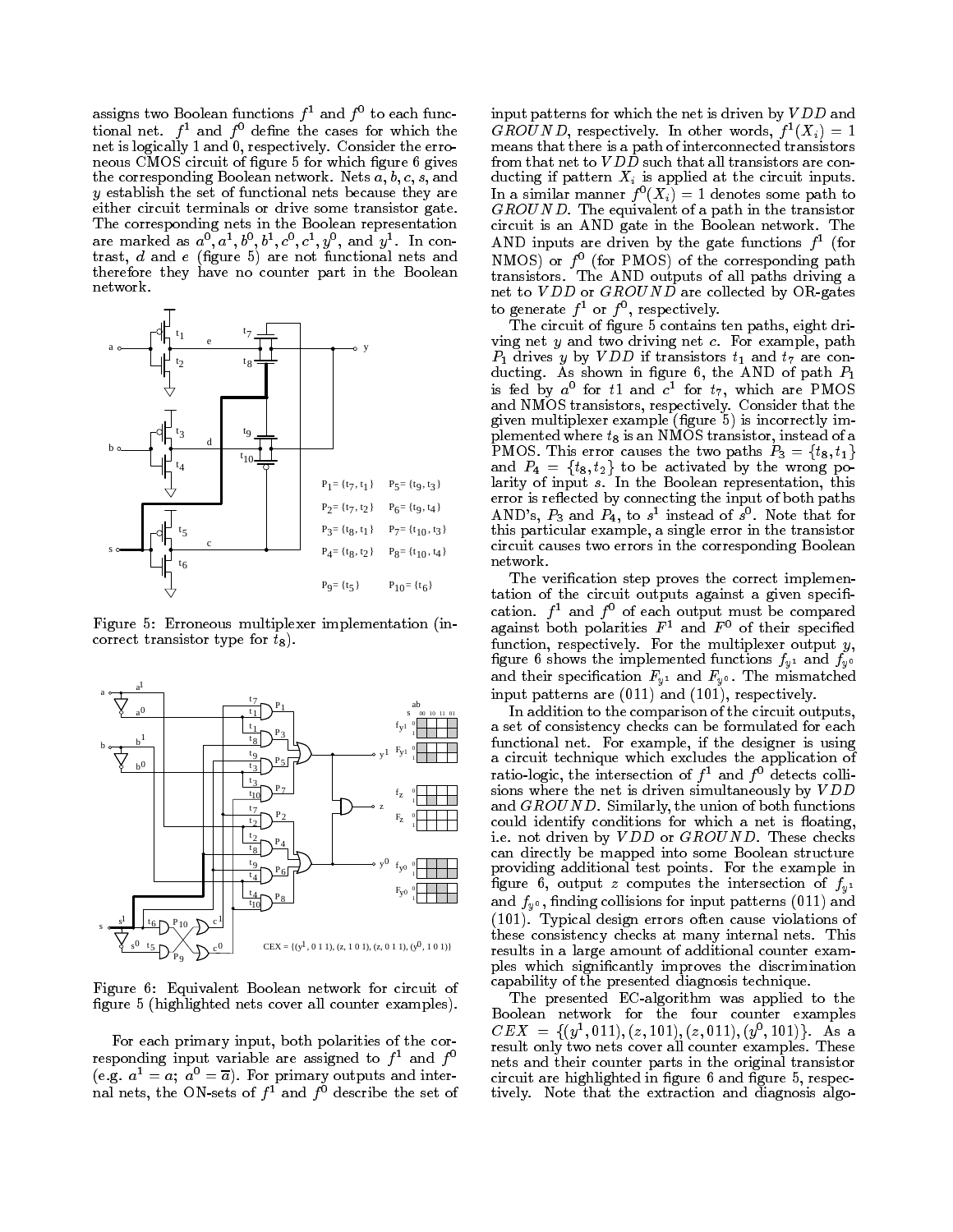assigns two Boolean functions $f^1$ and $f^0$ to each functional net. $f^1$ and $f^0$ define the cases for which the net is logically 1 and 0, respectively. Consider the erroneous CMOS circuit of figure 5 for which figure 6 gives the corresponding Boolean network. Nets $a$, $b$, $c$, $s$, and $y$ establish the set of functional nets because they are either circuit terminals or drive some transistor gate. The corresponding nets in the Boolean representation are marked as $a^0, a^1, b^0, b^1, c^0, c^1, y^0$, and $y^1$. In contrast, $d$ and $e$ (figure 5) are not functional nets and therefore they have no counter part in the Boolean network.

Figure 5: Erroneous multiplexer implementation (incorrect transistor type for $t_8$).

Figure 6: Equivalent Boolean network for circuit of figure 5 (highlighted nets cover all counter examples).

For each primary input, both polarities of the corresponding input variable are assigned to $f^1$ and $f^0$ (e.g. $a^1 = a$; $a^0 = \overline{a}$). For primary outputs and internal nets, the ON-sets of $f^1$ and $f^0$ describe the set of input patterns for which the net is driven by $VDD$ and $GROUND$, respectively. In other words, $f^1(X_i) = 1$ means that there is a path of interconnected transistors from that net to $VDD$ such that all transistors are conducting if pattern $X_i$ is applied at the circuit inputs. In a similar manner $f^0(X_i) = 1$ denotes some path to $GROUND$. The equivalent of a path in the transistor circuit is an AND gate in the Boolean network. The AND inputs are driven by the gate functions $f^1$ (for NMOS) or $f^0$ (for PMOS) of the corresponding path transistors. The AND outputs of all paths driving a net to $VDD$ or $GROUND$ are collected by OR-gates to generate $f^1$ or $f^0$, respectively.

The circuit of figure 5 contains ten paths, eight driving net $y$ and two driving net $c$. For example, path $P_1$ drives $y$ by $VDD$ if transistors $t_1$ and $t_7$ are conducting. As shown in figure 6, the AND of path $P_1$ is fed by $a^0$ for $t1$ and $c^1$ for $t_7$, which are PMOS and NMOS transistors, respectively. Consider that the given multiplexer example (figure 5) is incorrectly implemented where $t_8$ is an NMOS transistor, instead of a PMOS. This error causes the two paths $P_3 = \{t_8, t_1\}$ and $P_4 = \{t_8, t_2\}$ to be activated by the wrong polarity of input $s$. In the Boolean representation, this error is reflected by connecting the input of both paths AND's, $P_3$ and $P_4$, to $s^1$ instead of $s^0$. Note that for this particular example, a single error in the transistor circuit causes two errors in the corresponding Boolean network.

The verification step proves the correct implementation of the circuit outputs against a given specification. $f^1$ and $f^0$ of each output must be compared against both polarities $F^1$ and $F^0$ of their specified function, respectively. For the multiplexer output $y$, figure 6 shows the implemented functions $f_{y^1}$ and $f_{y^0}$ and their specification $F_{y^1}$ and $F_{y^0}$. The mismatched input patterns are (011) and (101), respectively.

In addition to the comparison of the circuit outputs, a set of consistency checks can be formulated for each functional net. For example, if the designer is using a circuit technique which excludes the application of ratio-logic, the intersection of $f^1$ and $f^0$ detects collisions where the net is driven simultaneously by $VDD$ and $GROUND$. Similarly, the union of both functions could identify conditions for which a net is floating, i.e. not driven by $VDD$ or $GROUND$. These checks can directly be mapped into some Boolean structure providing additional test points. For the example in figure 6, output $z$ computes the intersection of $f_{y^1}$ and $f_{y^0}$, finding collisions for input patterns (011) and (101). Typical design errors often cause violations of these consistency checks at many internal nets. This results in a large amount of additional counter examples which significantly improves the discrimination capability of the presented diagnosis technique.

The presented EC-algorithm was applied to the Boolean network for the four counter examples $CEX = \{(y^1, 011), (z, 101), (z, 011), (y^0, 101)\}$. As a result only two nets cover all counter examples. These nets and their counter parts in the original transistor circuit are highlighted in figure 6 and figure 5, respectively. Note that the extraction and diagnosis algo-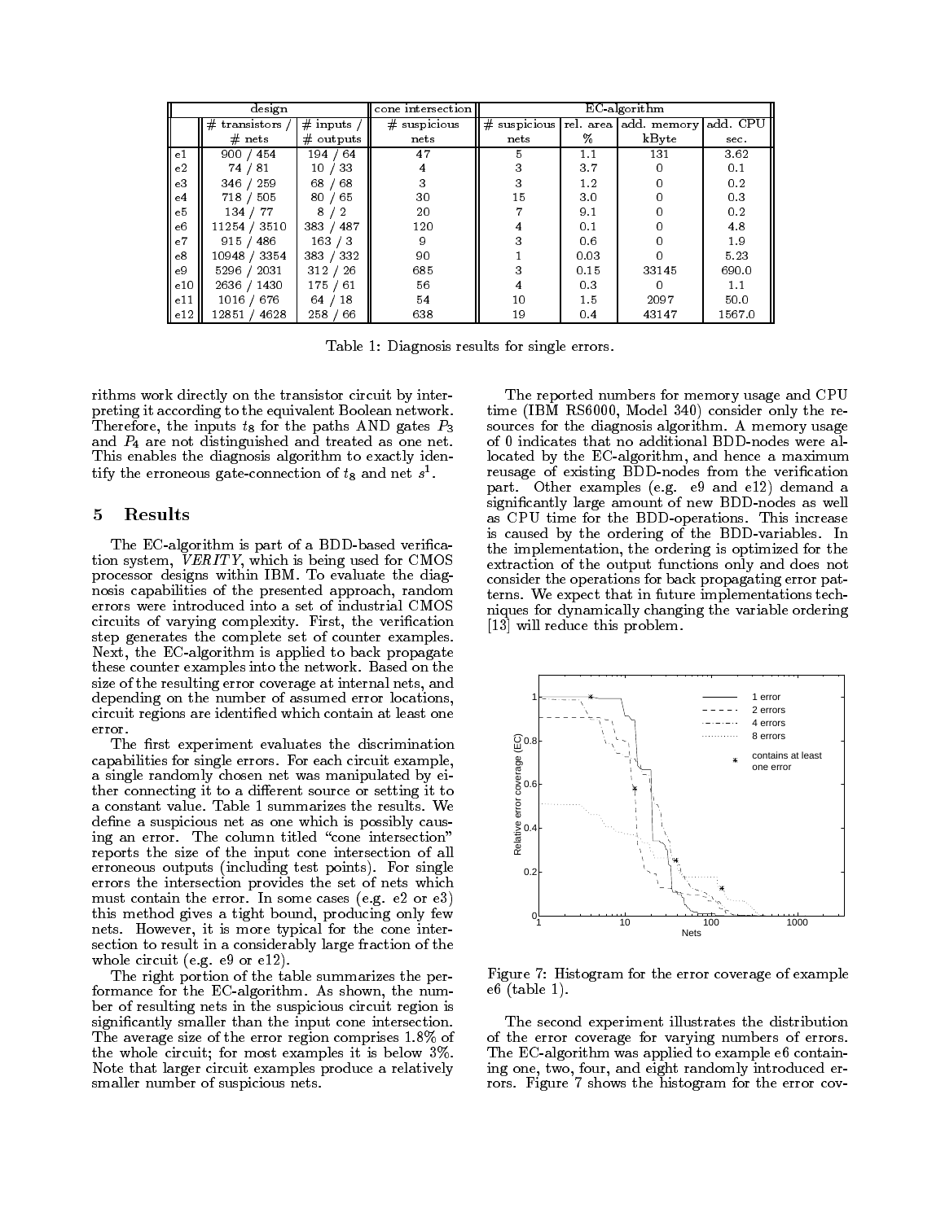| | design | | cone intersection | EC-algorithm | | | |
|---|---|---|---|---|---|---|---|
| | # transistors / # nets | # inputs / # outputs | # suspicious nets | # suspicious nets | rel. area % | add. memory kByte | add. CPU sec. |
| e1 | 900 / 454 | 194 / 64 | 47 | 5 | 1.1 | 131 | 3.62 |
| e2 | 74 / 81 | 10 / 33 | 4 | 3 | 3.7 | 0 | 0.1 |
| e3 | 346 / 259 | 68 / 68 | 3 | 3 | 1.2 | 0 | 0.2 |
| e4 | 718 / 505 | 80 / 65 | 30 | 15 | 3.0 | 0 | 0.3 |
| e5 | 134 / 77 | 8 / 2 | 20 | 7 | 9.1 | 0 | 0.2 |
| e6 | 11254 / 3510 | 383 / 487 | 120 | 4 | 0.1 | 0 | 4.8 |
| e7 | 915 / 486 | 163 / 3 | 9 | 3 | 0.6 | 0 | 1.9 |
| e8 | 10948 / 3354 | 383 / 332 | 90 | 1 | 0.03 | 0 | 5.23 |
| e9 | 5296 / 2031 | 312 / 26 | 685 | 3 | 0.15 | 33145 | 690.0 |
| e10 | 2636 / 1430 | 175 / 61 | 56 | 4 | 0.3 | 0 | 1.1 |
| e11 | 1016 / 676 | 64 / 18 | 54 | 10 | 1.5 | 2097 | 50.0 |
| e12 | 12851 / 4628 | 258 / 66 | 638 | 19 | 0.4 | 43147 | 1567.0 |

Table 1: Diagnosis results for single errors.

rithms work directly on the transistor circuit by interpreting it according to the equivalent Boolean network. Therefore, the inputs $t_8$ for the paths AND gates $P_3$ and $P_4$ are not distinguished and treated as one net. This enables the diagnosis algorithm to exactly identify the erroneous gate-connection of $t_8$ and net $s^1$.

## 5 Results

The EC-algorithm is part of a BDD-based verification system, *VERITY*, which is being used for CMOS processor designs within IBM. To evaluate the diagnosis capabilities of the presented approach, random errors were introduced into a set of industrial CMOS circuits of varying complexity. First, the verification step generates the complete set of counter examples. Next, the EC-algorithm is applied to back propagate these counter examples into the network. Based on the size of the resulting error coverage at internal nets, and depending on the number of assumed error locations, circuit regions are identified which contain at least one error.

The first experiment evaluates the discrimination capabilities for single errors. For each circuit example, a single randomly chosen net was manipulated by either connecting it to a different source or setting it to a constant value. Table 1 summarizes the results. We define a suspicious net as one which is possibly causing an error. The column titled "cone intersection" reports the size of the input cone intersection of all erroneous outputs (including test points). For single errors the intersection provides the set of nets which must contain the error. In some cases (e.g. e2 or e3) this method gives a tight bound, producing only few nets. However, it is more typical for the cone intersection to result in a considerably large fraction of the whole circuit (e.g. e9 or e12).

The right portion of the table summarizes the performance for the EC-algorithm. As shown, the number of resulting nets in the suspicious circuit region is significantly smaller than the input cone intersection. The average size of the error region comprises 1.8% of the whole circuit; for most examples it is below 3%. Note that larger circuit examples produce a relatively smaller number of suspicious nets.

The reported numbers for memory usage and CPU time (IBM RS6000, Model 340) consider only the resources for the diagnosis algorithm. A memory usage of 0 indicates that no additional BDD-nodes were allocated by the EC-algorithm, and hence a maximum reusage of existing BDD-nodes from the verification part. Other examples (e.g. e9 and e12) demand a significantly large amount of new BDD-nodes as well as CPU time for the BDD-operations. This increase is caused by the ordering of the BDD-variables. In the implementation, the ordering is optimized for the extraction of the output functions only and does not consider the operations for back propagating error patterns. We expect that in future implementations techniques for dynamically changing the variable ordering [13] will reduce this problem.

Figure 7: Histogram for the error coverage of example e6 (table 1).

The second experiment illustrates the distribution of the error coverage for varying numbers of errors. The EC-algorithm was applied to example e6 containing one, two, four, and eight randomly introduced errors. Figure 7 shows the histogram for the error cov-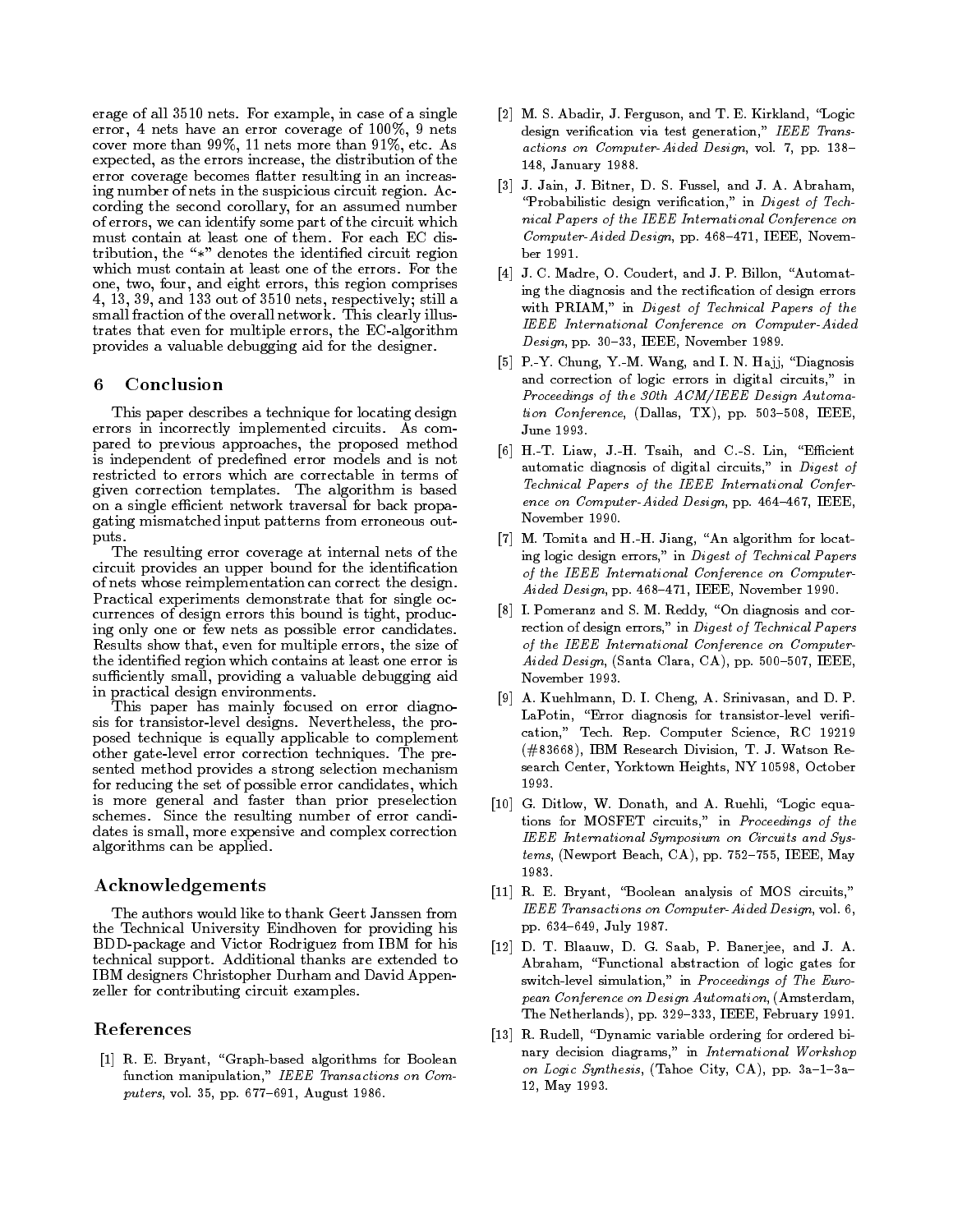erage of all 3510 nets. For example, in case of a single error, 4 nets have an error coverage of 100%, 9 nets cover more than 99%, 11 nets more than 91%, etc. As expected, as the errors increase, the distribution of the error coverage becomes flatter resulting in an increasing number of nets in the suspicious circuit region. According the second corollary, for an assumed number of errors, we can identify some part of the circuit which must contain at least one of them. For each EC distribution, the "*" denotes the identified circuit region which must contain at least one of the errors. For the one, two, four, and eight errors, this region comprises 4, 13, 39, and 133 out of 3510 nets, respectively; still a small fraction of the overall network. This clearly illustrates that even for multiple errors, the EC-algorithm provides a valuable debugging aid for the designer.

## 6 Conclusion

This paper describes a technique for locating design errors in incorrectly implemented circuits. As compared to previous approaches, the proposed method is independent of predefined error models and is not restricted to errors which are correctable in terms of given correction templates. The algorithm is based on a single efficient network traversal for back propagating mismatched input patterns from erroneous outputs.

The resulting error coverage at internal nets of the circuit provides an upper bound for the identification of nets whose reimplementation can correct the design. Practical experiments demonstrate that for single occurrences of design errors this bound is tight, producing only one or few nets as possible error candidates. Results show that, even for multiple errors, the size of the identified region which contains at least one error is sufficiently small, providing a valuable debugging aid in practical design environments.

This paper has mainly focused on error diagnosis for transistor-level designs. Nevertheless, the proposed technique is equally applicable to complement other gate-level error correction techniques. The presented method provides a strong selection mechanism for reducing the set of possible error candidates, which is more general and faster than prior preselection schemes. Since the resulting number of error candidates is small, more expensive and complex correction algorithms can be applied.

## Acknowledgements

The authors would like to thank Geert Janssen from the Technical University Eindhoven for providing his BDD-package and Victor Rodriguez from IBM for his technical support. Additional thanks are extended to IBM designers Christopher Durham and David Appenzeller for contributing circuit examples.

## References

[1] R. E. Bryant, "Graph-based algorithms for Boolean function manipulation," *IEEE Transactions on Computers*, vol. 35, pp. 677–691, August 1986.

[2] M. S. Abadir, J. Ferguson, and T. E. Kirkland, "Logic design verification via test generation," *IEEE Transactions on Computer-Aided Design*, vol. 7, pp. 138–148, January 1988.

[3] J. Jain, J. Bitner, D. S. Fussel, and J. A. Abraham, "Probabilistic design verification," in *Digest of Technical Papers of the IEEE International Conference on Computer-Aided Design*, pp. 468–471, IEEE, November 1991.

[4] J. C. Madre, O. Coudert, and J. P. Billon, "Automating the diagnosis and the rectification of design errors with PRIAM," in *Digest of Technical Papers of the IEEE International Conference on Computer-Aided Design*, pp. 30–33, IEEE, November 1989.

[5] P.-Y. Chung, Y.-M. Wang, and I. N. Hajj, "Diagnosis and correction of logic errors in digital circuits," in *Proceedings of the 30th ACM/IEEE Design Automation Conference*, (Dallas, TX), pp. 503–508, IEEE, June 1993.

[6] H.-T. Liaw, J.-H. Tsaih, and C.-S. Lin, "Efficient automatic diagnosis of digital circuits," in *Digest of Technical Papers of the IEEE International Conference on Computer-Aided Design*, pp. 464–467, IEEE, November 1990.

[7] M. Tomita and H.-H. Jiang, "An algorithm for locating logic design errors," in *Digest of Technical Papers of the IEEE International Conference on Computer-Aided Design*, pp. 468–471, IEEE, November 1990.

[8] I. Pomeranz and S. M. Reddy, "On diagnosis and correction of design errors," in *Digest of Technical Papers of the IEEE International Conference on Computer-Aided Design*, (Santa Clara, CA), pp. 500–507, IEEE, November 1993.

[9] A. Kuehlmann, D. I. Cheng, A. Srinivasan, and D. P. LaPotin, "Error diagnosis for transistor-level verification," Tech. Rep. Computer Science, RC 19219 (#83668), IBM Research Division, T. J. Watson Research Center, Yorktown Heights, NY 10598, October 1993.

[10] G. Ditlow, W. Donath, and A. Ruehli, "Logic equations for MOSFET circuits," in *Proceedings of the IEEE International Symposium on Circuits and Systems*, (Newport Beach, CA), pp. 752–755, IEEE, May 1983.

[11] R. E. Bryant, "Boolean analysis of MOS circuits," *IEEE Transactions on Computer-Aided Design*, vol. 6, pp. 634–649, July 1987.

[12] D. T. Blaauw, D. G. Saab, P. Banerjee, and J. A. Abraham, "Functional abstraction of logic gates for switch-level simulation," in *Proceedings of The European Conference on Design Automation*, (Amsterdam, The Netherlands), pp. 329–333, IEEE, February 1991.

[13] R. Rudell, "Dynamic variable ordering for ordered binary decision diagrams," in *International Workshop on Logic Synthesis*, (Tahoe City, CA), pp. 3a–1–3a–12, May 1993.